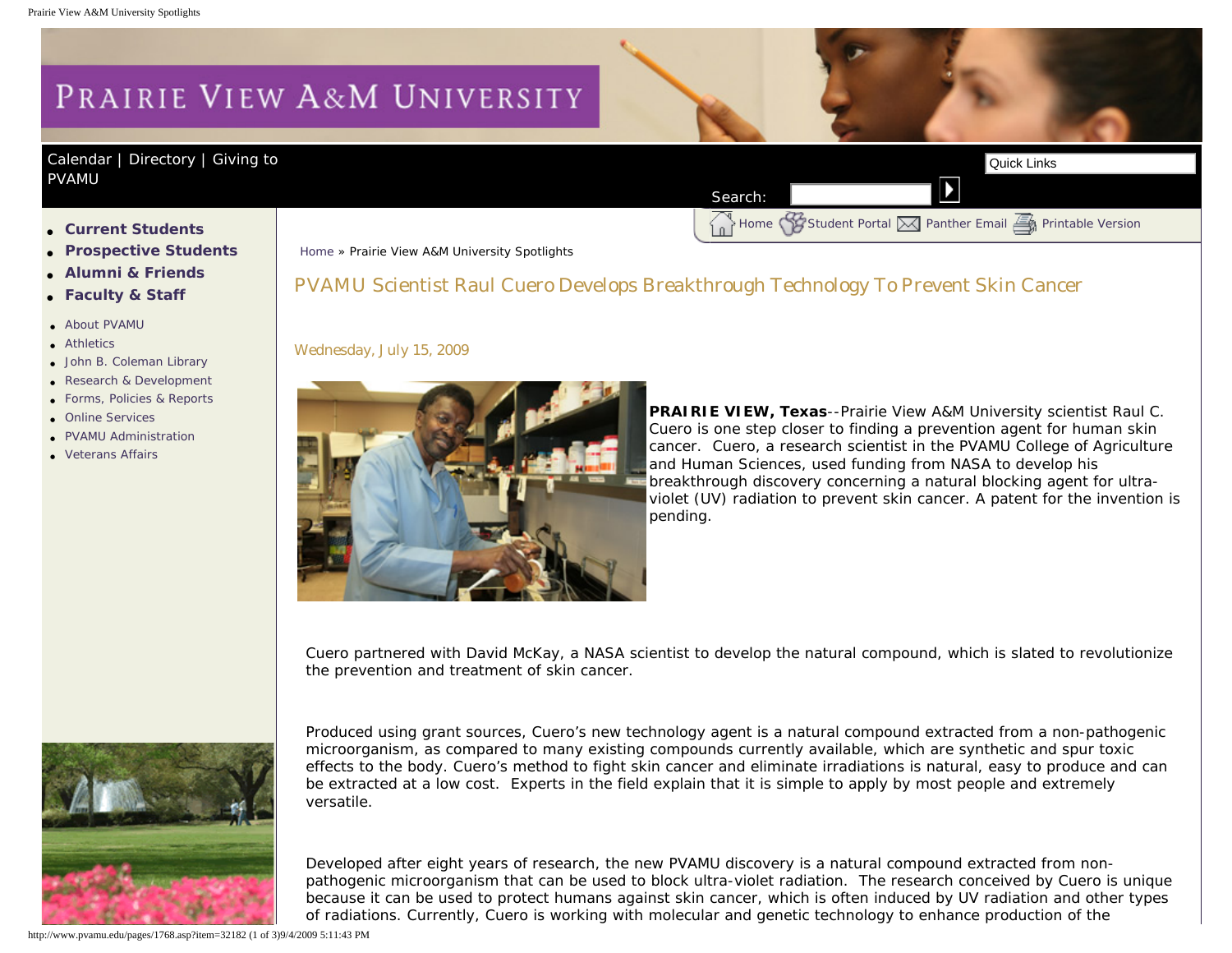# PVAMU Scientist Raul Cuero Develops Breakthrough Technology To Prevent Skin Cancer

Wednesday, July 15, 2009

**PRAIRIE VIEW, Texas**--Prairie View A&M University scientist Raul C. Cuero is one step closer to finding a prevention agent for human skin cancer. Cuero, a research scientist in the PVAMU College of Agriculture and Human Sciences, used funding from NASA to develop his breakthrough discovery concerning a natural blocking agent for ultra-violet (UV) radiation to prevent skin cancer. A patent for the invention is pending.

Cuero partnered with David McKay, a NASA scientist to develop the natural compound, which is slated to revolutionize the prevention and treatment of skin cancer.

Produced using grant sources, Cuero's new technology agent is a natural compound extracted from a non-pathogenic microorganism, as compared to many existing compounds currently available, which are synthetic and spur toxic effects to the body. Cuero's method to fight skin cancer and eliminate irradiations is natural, easy to produce and can be extracted at a low cost. Experts in the field explain that it is simple to apply by most people and extremely versatile.

Developed after eight years of research, the new PVAMU discovery is a natural compound extracted from non-pathogenic microorganism that can be used to block ultra-violet radiation. The research conceived by Cuero is unique because it can be used to protect humans against skin cancer, which is often induced by UV radiation and other types of radiations. Currently, Cuero is working with molecular and genetic technology to enhance production of the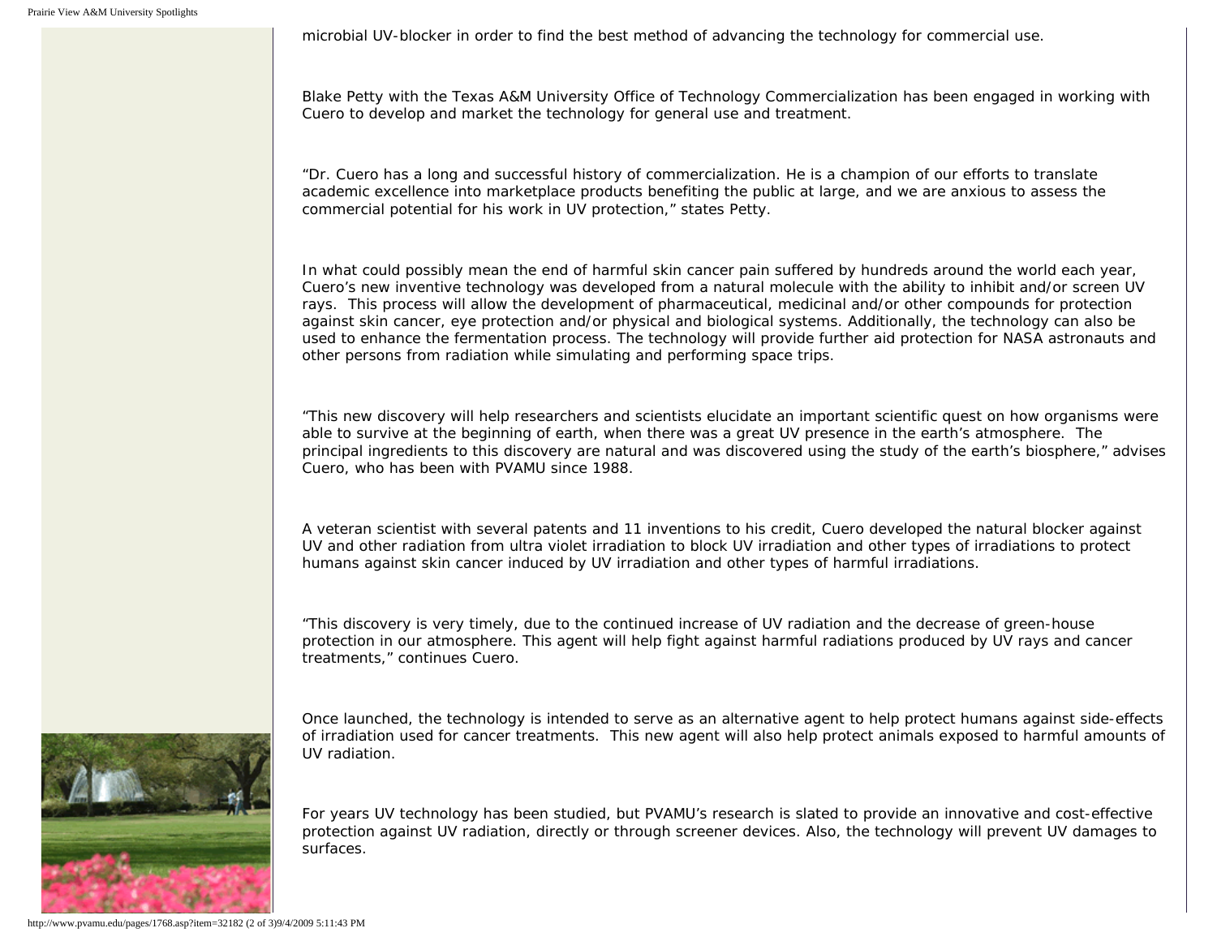microbial UV-blocker in order to find the best method of advancing the technology for commercial use.

Blake Petty with the Texas A&M University Office of Technology Commercialization has been engaged in working with Cuero to develop and market the technology for general use and treatment.

"Dr. Cuero has a long and successful history of commercialization. He is a champion of our efforts to translate academic excellence into marketplace products benefiting the public at large, and we are anxious to assess the commercial potential for his work in UV protection," states Petty.

In what could possibly mean the end of harmful skin cancer pain suffered by hundreds around the world each year, Cuero's new inventive technology was developed from a natural molecule with the ability to inhibit and/or screen UV rays. This process will allow the development of pharmaceutical, medicinal and/or other compounds for protection against skin cancer, eye protection and/or physical and biological systems. Additionally, the technology can also be used to enhance the fermentation process. The technology will provide further aid protection for NASA astronauts and other persons from radiation while simulating and performing space trips.

"This new discovery will help researchers and scientists elucidate an important scientific quest on how organisms were able to survive at the beginning of earth, when there was a great UV presence in the earth's atmosphere. The principal ingredients to this discovery are natural and was discovered using the study of the earth's biosphere," advises Cuero, who has been with PVAMU since 1988.

A veteran scientist with several patents and 11 inventions to his credit, Cuero developed the natural blocker against UV and other radiation from ultra violet irradiation to block UV irradiation and other types of irradiations to protect humans against skin cancer induced by UV irradiation and other types of harmful irradiations.

"This discovery is very timely, due to the continued increase of UV radiation and the decrease of green-house protection in our atmosphere. This agent will help fight against harmful radiations produced by UV rays and cancer treatments," continues Cuero.

Once launched, the technology is intended to serve as an alternative agent to help protect humans against side-effects of irradiation used for cancer treatments. This new agent will also help protect animals exposed to harmful amounts of UV radiation.

For years UV technology has been studied, but PVAMU's research is slated to provide an innovative and cost-effective protection against UV radiation, directly or through screener devices. Also, the technology will prevent UV damages to surfaces.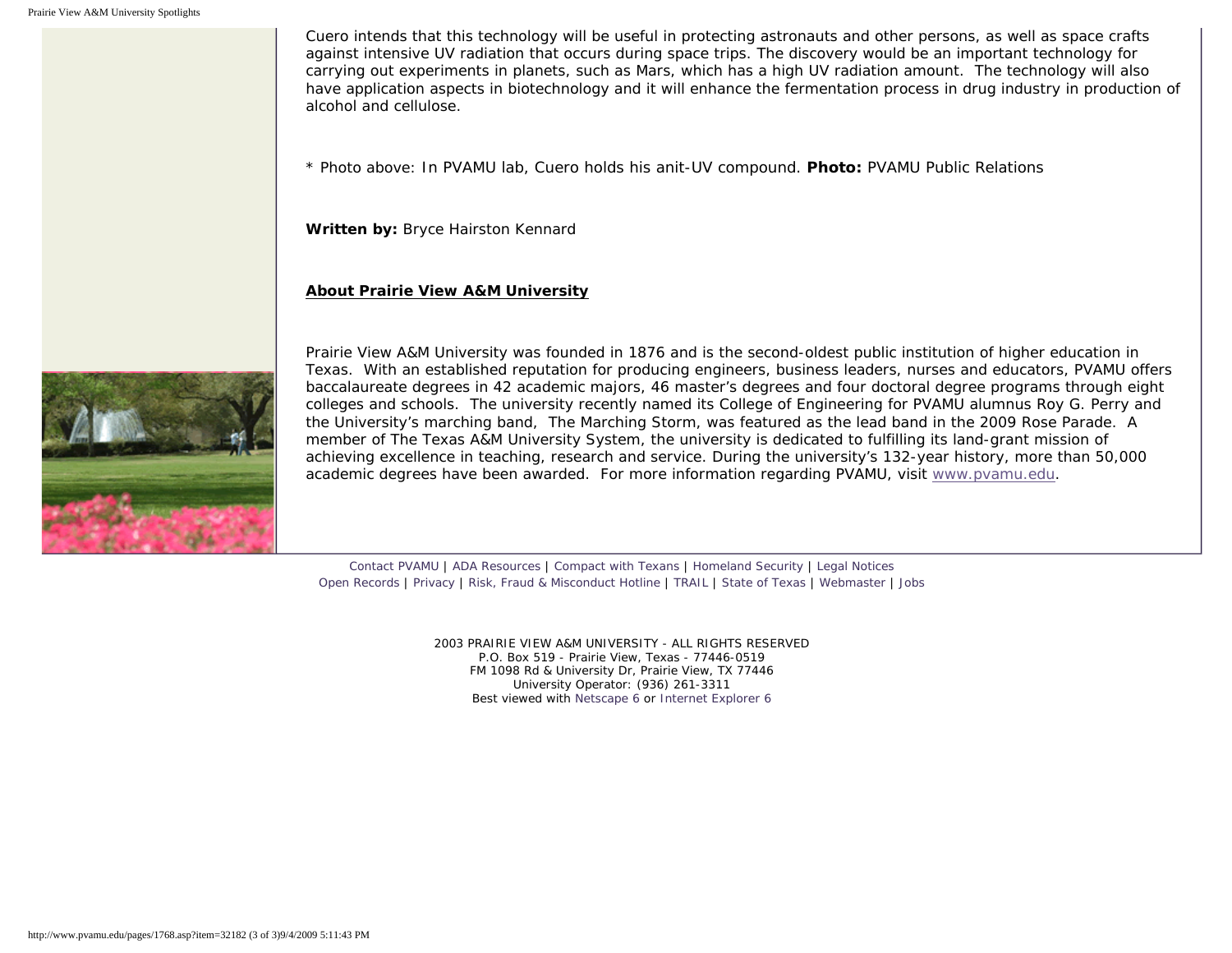Cuero intends that this technology will be useful in protecting astronauts and other persons, as well as space crafts against intensive UV radiation that occurs during space trips. The discovery would be an important technology for carrying out experiments in planets, such as Mars, which has a high UV radiation amount.  The technology will also have application aspects in biotechnology and it will enhance the fermentation process in drug industry in production of alcohol and cellulose.

* Photo above: In PVAMU lab, Cuero holds his anit-UV compound. **Photo:** PVAMU Public Relations

**Written by:** Bryce Hairston Kennard

**About Prairie View A&M University**

Prairie View A&M University was founded in 1876 and is the second-oldest public institution of higher education in Texas.  With an established reputation for producing engineers, business leaders, nurses and educators, PVAMU offers baccalaureate degrees in 42 academic majors, 46 master's degrees and four doctoral degree programs through eight colleges and schools.  The university recently named its College of Engineering for PVAMU alumnus Roy G. Perry and the University's marching band,  The Marching Storm, was featured as the lead band in the 2009 Rose Parade.  A member of The Texas A&M University System, the university is dedicated to fulfilling its land-grant mission of achieving excellence in teaching, research and service. During the university's 132-year history, more than 50,000 academic degrees have been awarded.  For more information regarding PVAMU, visit www.pvamu.edu.

Contact PVAMU | ADA Resources | Compact with Texans | Homeland Security | Legal Notices
Open Records | Privacy | Risk, Fraud & Misconduct Hotline | TRAIL | State of Texas | Webmaster | Jobs

2003 PRAIRIE VIEW A&M UNIVERSITY - ALL RIGHTS RESERVED
P.O. Box 519 - Prairie View, Texas - 77446-0519
FM 1098 Rd & University Dr, Prairie View, TX 77446
University Operator: (936) 261-3311
Best viewed with Netscape 6 or Internet Explorer 6